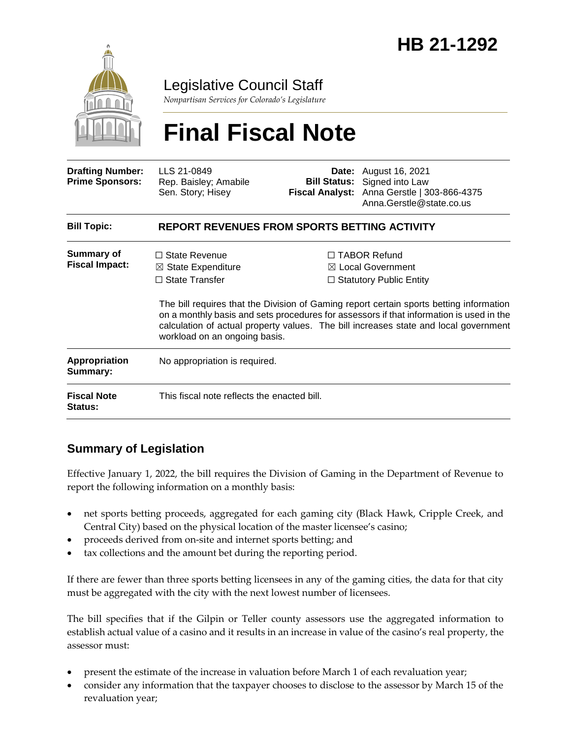# HB 21-1292

Legislative Council Staff

*Nonpartisan Services for Colorado's Legislature*

# Final Fiscal Note

| | | | |
|---|---|---|---|
| **Drafting Number:** | LLS 21-0849 | **Date:** | August 16, 2021 |
| **Prime Sponsors:** | Rep. Baisley; Amabile<br>Sen. Story; Hisey | **Bill Status:** | Signed into Law |
| | | **Fiscal Analyst:** | Anna Gerstle \| 303-866-4375<br>Anna.Gerstle@state.co.us |

| | |
|---|---|
| **Bill Topic:** | **REPORT REVENUES FROM SPORTS BETTING ACTIVITY** |
| **Summary of Fiscal Impact:** | ☐ State Revenue ☒ State Expenditure ☐ State Transfer ☐ TABOR Refund ☒ Local Government ☐ Statutory Public Entity<br><br>The bill requires that the Division of Gaming report certain sports betting information on a monthly basis and sets procedures for assessors if that information is used in the calculation of actual property values. The bill increases state and local government workload on an ongoing basis. |
| **Appropriation Summary:** | No appropriation is required. |
| **Fiscal Note Status:** | This fiscal note reflects the enacted bill. |

## Summary of Legislation

Effective January 1, 2022, the bill requires the Division of Gaming in the Department of Revenue to report the following information on a monthly basis:

- net sports betting proceeds, aggregated for each gaming city (Black Hawk, Cripple Creek, and Central City) based on the physical location of the master licensee's casino;
- proceeds derived from on-site and internet sports betting; and
- tax collections and the amount bet during the reporting period.

If there are fewer than three sports betting licensees in any of the gaming cities, the data for that city must be aggregated with the city with the next lowest number of licensees.

The bill specifies that if the Gilpin or Teller county assessors use the aggregated information to establish actual value of a casino and it results in an increase in value of the casino's real property, the assessor must:

- present the estimate of the increase in valuation before March 1 of each revaluation year;
- consider any information that the taxpayer chooses to disclose to the assessor by March 15 of the revaluation year;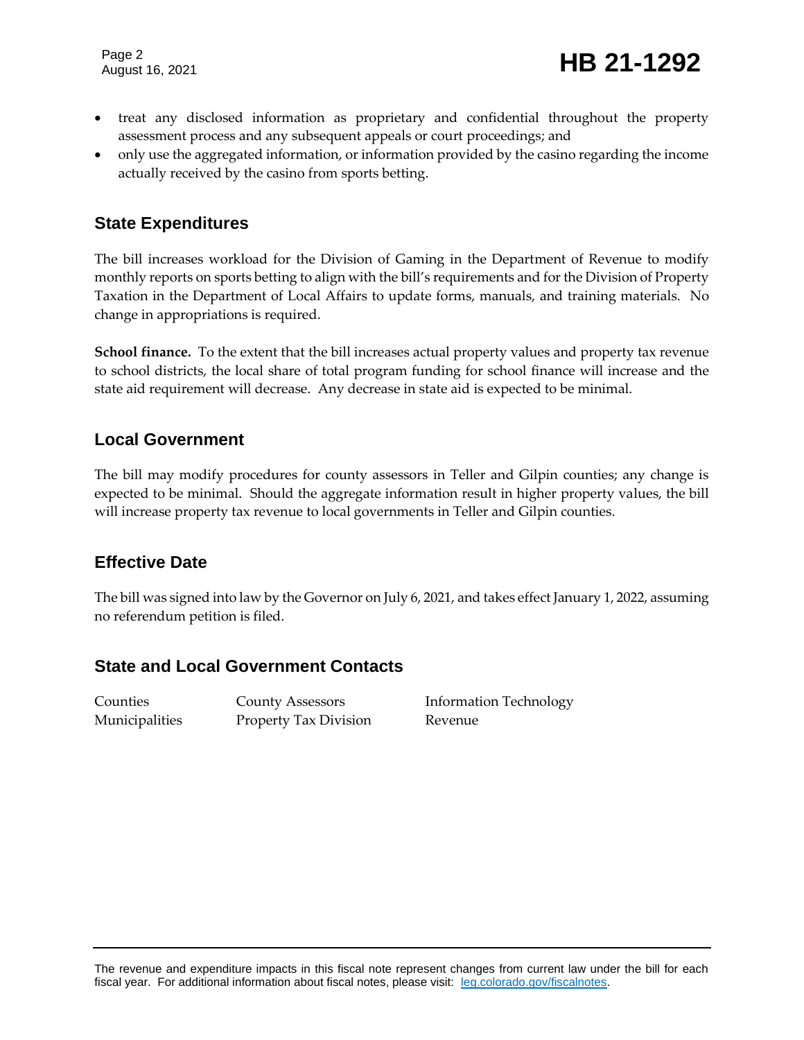- treat any disclosed information as proprietary and confidential throughout the property assessment process and any subsequent appeals or court proceedings; and
- only use the aggregated information, or information provided by the casino regarding the income actually received by the casino from sports betting.

## State Expenditures

The bill increases workload for the Division of Gaming in the Department of Revenue to modify monthly reports on sports betting to align with the bill's requirements and for the Division of Property Taxation in the Department of Local Affairs to update forms, manuals, and training materials. No change in appropriations is required.

**School finance.** To the extent that the bill increases actual property values and property tax revenue to school districts, the local share of total program funding for school finance will increase and the state aid requirement will decrease. Any decrease in state aid is expected to be minimal.

## Local Government

The bill may modify procedures for county assessors in Teller and Gilpin counties; any change is expected to be minimal. Should the aggregate information result in higher property values, the bill will increase property tax revenue to local governments in Teller and Gilpin counties.

## Effective Date

The bill was signed into law by the Governor on July 6, 2021, and takes effect January 1, 2022, assuming no referendum petition is filed.

## State and Local Government Contacts

| | | |
|---|---|---|
| Counties | County Assessors | Information Technology |
| Municipalities | Property Tax Division | Revenue |

The revenue and expenditure impacts in this fiscal note represent changes from current law under the bill for each fiscal year. For additional information about fiscal notes, please visit: leg.colorado.gov/fiscalnotes.